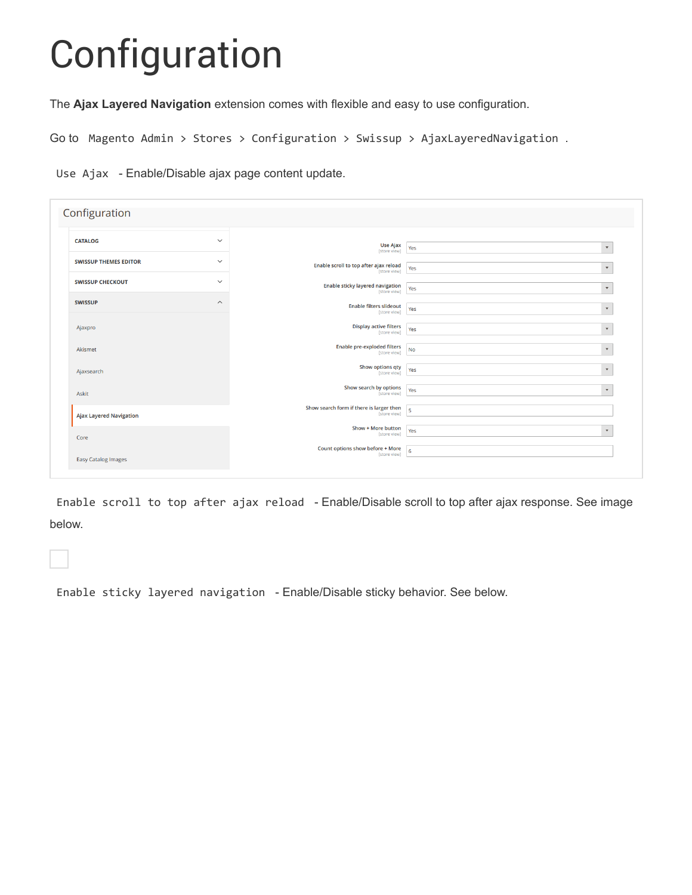# Configuration

The **Ajax Layered Navigation** extension comes with flexible and easy to use configuration.

Go to `Magento Admin > Stores > Configuration > Swissup > AjaxLayeredNavigation`.

`Use Ajax` - Enable/Disable ajax page content update.

`Enable scroll to top after ajax reload` - Enable/Disable scroll to top after ajax response. See image below.

`Enable sticky layered navigation` - Enable/Disable sticky behavior. See below.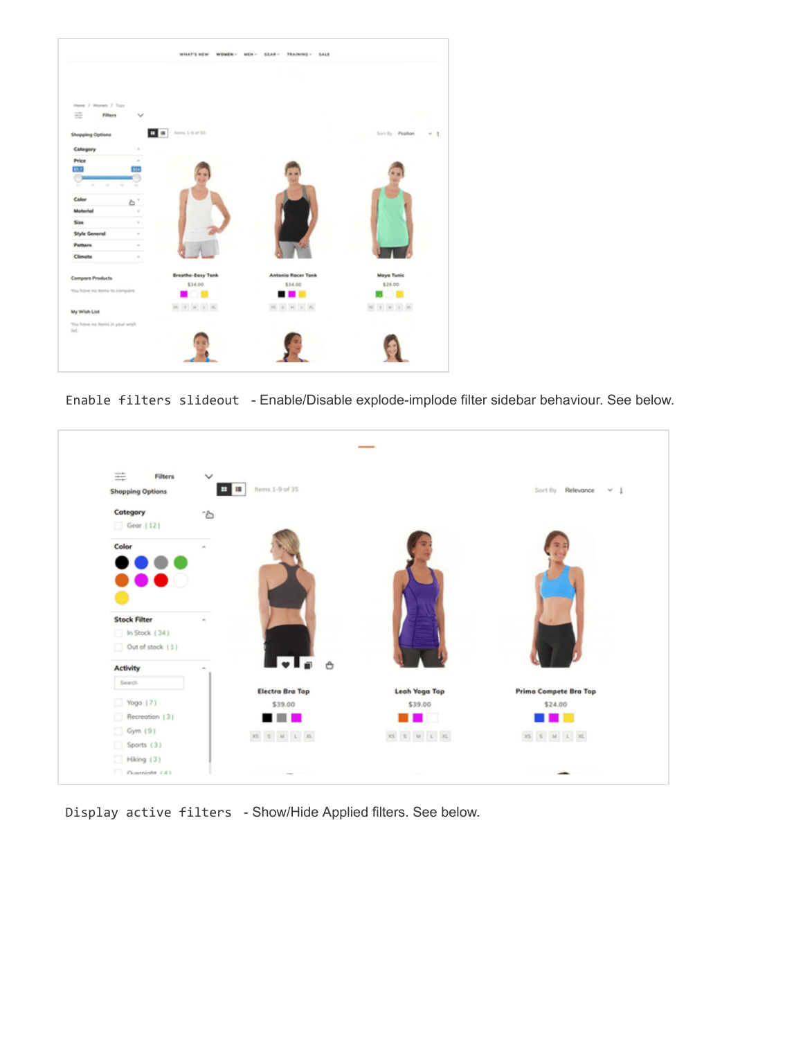`Enable filters slideout` - Enable/Disable explode-implode filter sidebar behaviour. See below.

`Display active filters` - Show/Hide Applied filters. See below.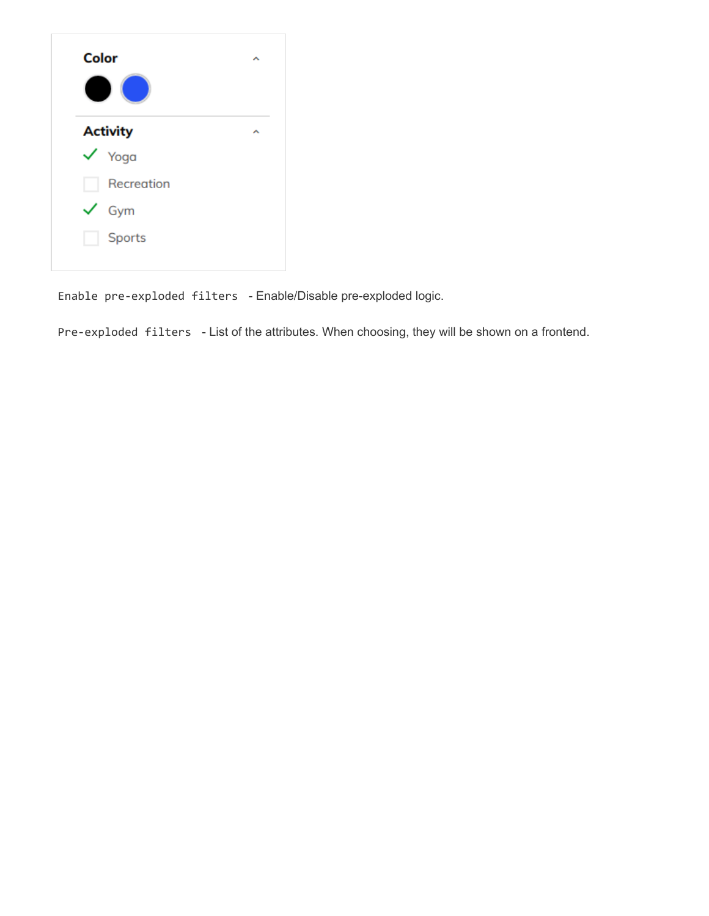`Enable pre-exploded filters` - Enable/Disable pre-exploded logic.

`Pre-exploded filters` - List of the attributes. When choosing, they will be shown on a frontend.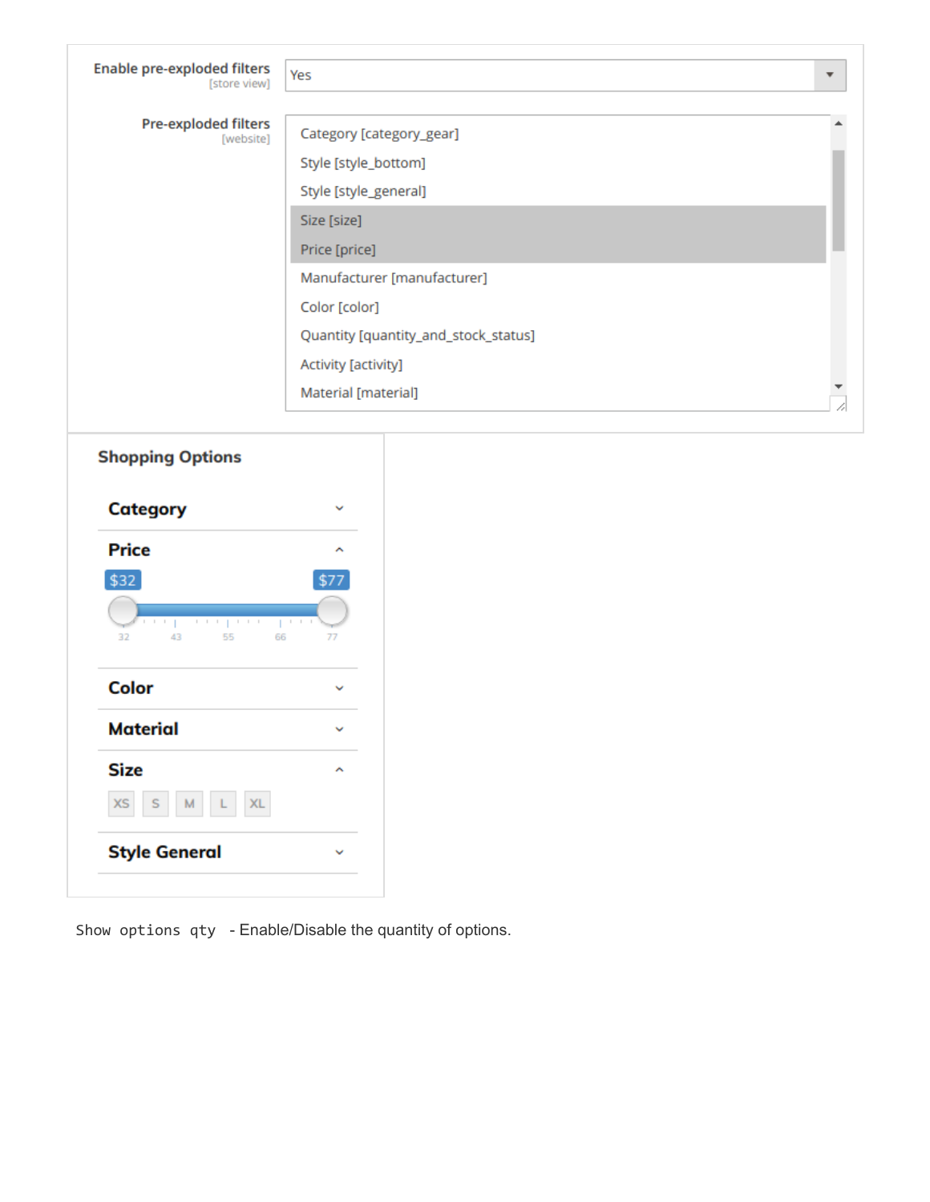Enable pre-exploded filters [store view]: Yes

Pre-exploded filters [website]:

- Category [category_gear]
- Style [style_bottom]
- Style [style_general]
- Size [size]
- Price [price]
- Manufacturer [manufacturer]
- Color [color]
- Quantity [quantity_and_stock_status]
- Activity [activity]
- Material [material]

**Shopping Options**

- Category
- Price ($32 – $77; 32, 43, 55, 66, 77)
- Color
- Material
- Size (XS, S, M, L, XL)
- Style General

`Show options qty` - Enable/Disable the quantity of options.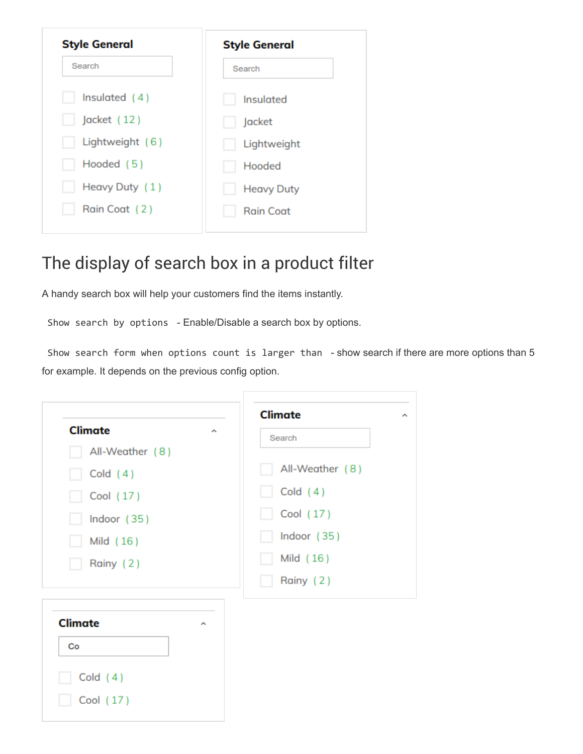Style General

Search

Insulated ( 4 )

Jacket ( 12 )

Lightweight ( 6 )

Hooded ( 5 )

Heavy Duty ( 1 )

Rain Coat ( 2 )

Style General

Search

Insulated

Jacket

Lightweight

Hooded

Heavy Duty

Rain Coat

# The display of search box in a product filter

A handy search box will help your customers find the items instantly.

`Show search by options` - Enable/Disable a search box by options.

`Show search form when options count is larger than` - show search if there are more options than 5 for example. It depends on the previous config option.

Climate

All-Weather ( 8 )

Cold ( 4 )

Cool ( 17 )

Indoor ( 35 )

Mild ( 16 )

Rainy ( 2 )

Climate

Search

All-Weather ( 8 )

Cold ( 4 )

Cool ( 17 )

Indoor ( 35 )

Mild ( 16 )

Rainy ( 2 )

Climate

Co

Cold ( 4 )

Cool ( 17 )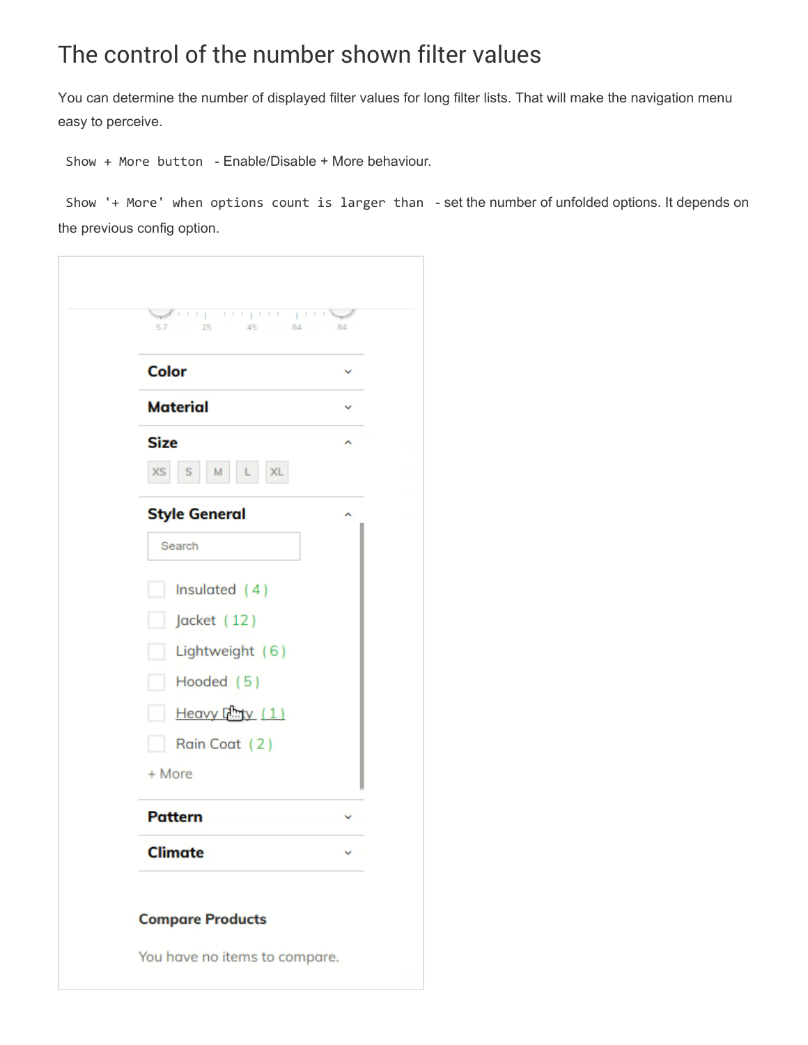# The control of the number shown filter values

You can determine the number of displayed filter values for long filter lists. That will make the navigation menu easy to perceive.

`Show + More button` - Enable/Disable + More behaviour.

`Show '+ More' when options count is larger than` - set the number of unfolded options. It depends on the previous config option.